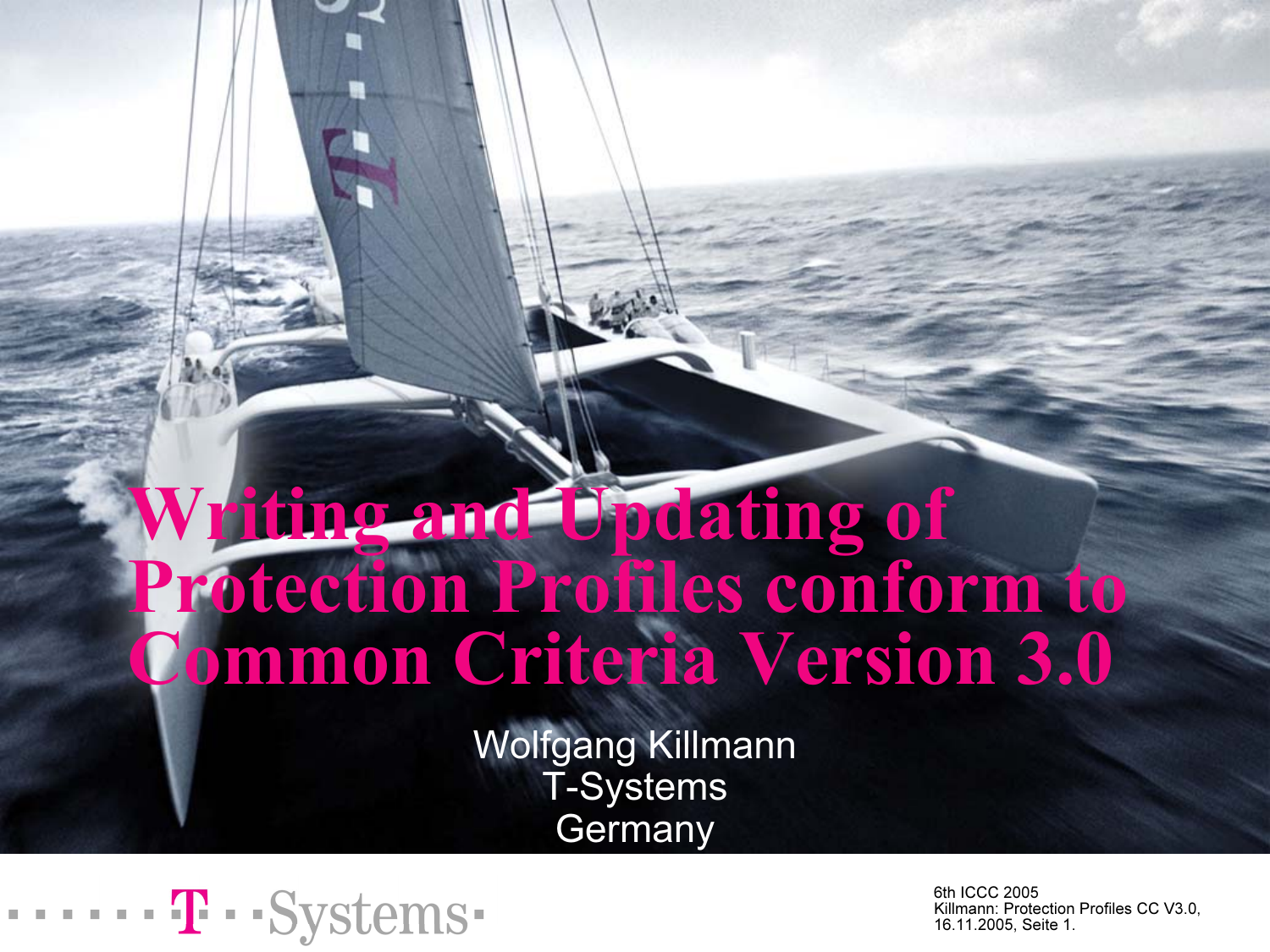# Writing and Updating of Protection Profiles conform to Common Criteria Version 3.0

Wolfgang Killmann
T-Systems
Germany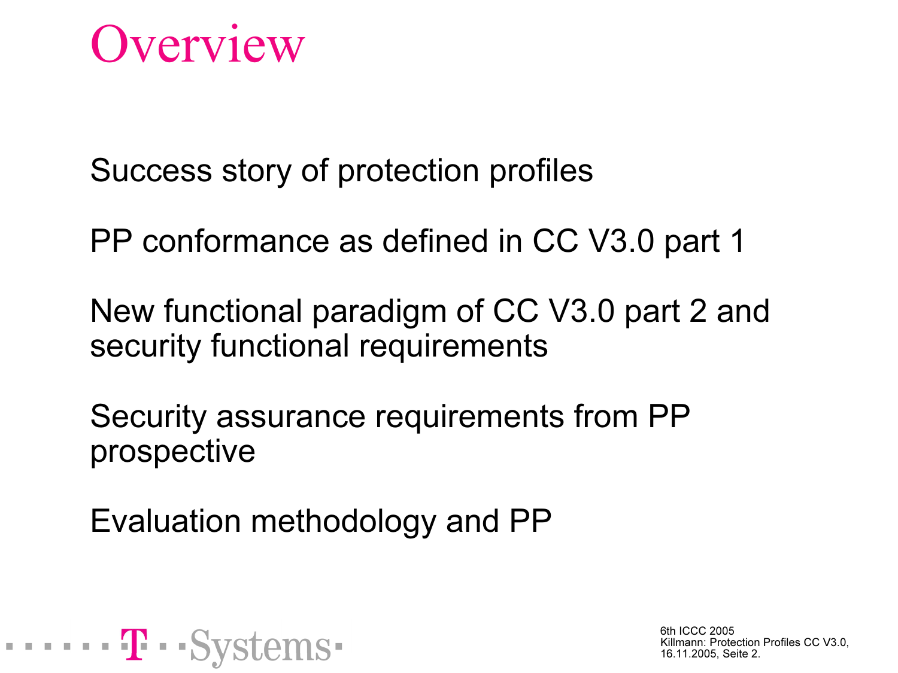# Overview

Success story of protection profiles

PP conformance as defined in CC V3.0 part 1

New functional paradigm of CC V3.0 part 2 and security functional requirements

Security assurance requirements from PP prospective

Evaluation methodology and PP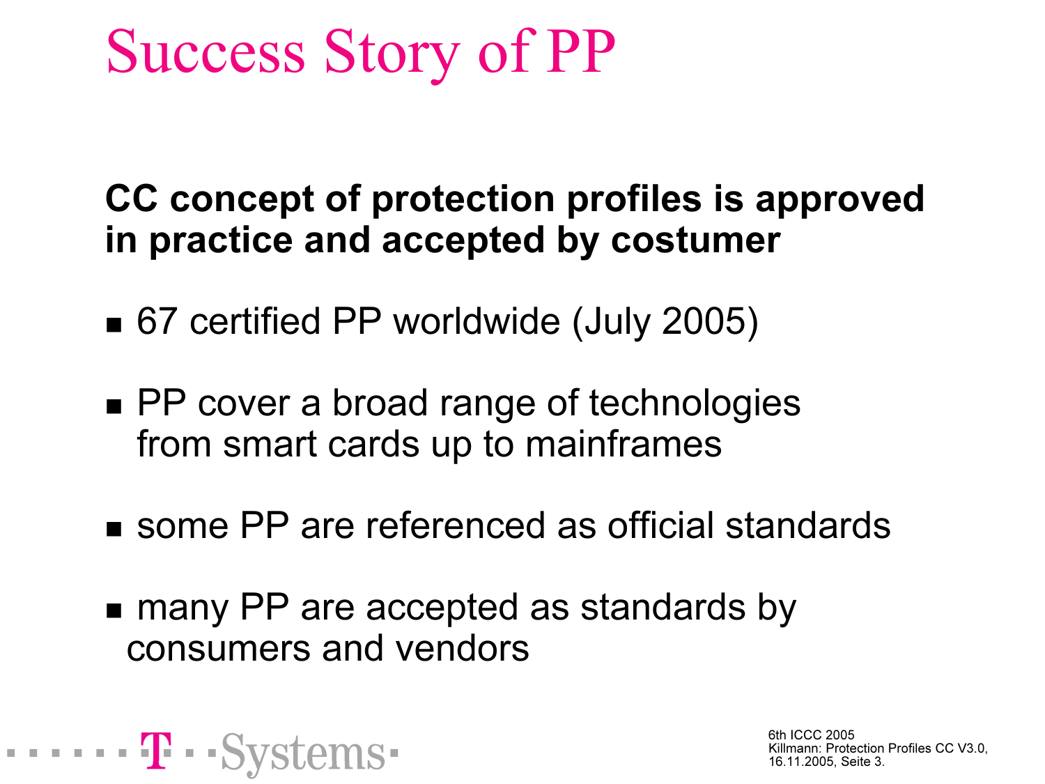# Success Story of PP

**CC concept of protection profiles is approved in practice and accepted by costumer**

- 67 certified PP worldwide (July 2005)
- PP cover a broad range of technologies from smart cards up to mainframes
- some PP are referenced as official standards
- many PP are accepted as standards by consumers and vendors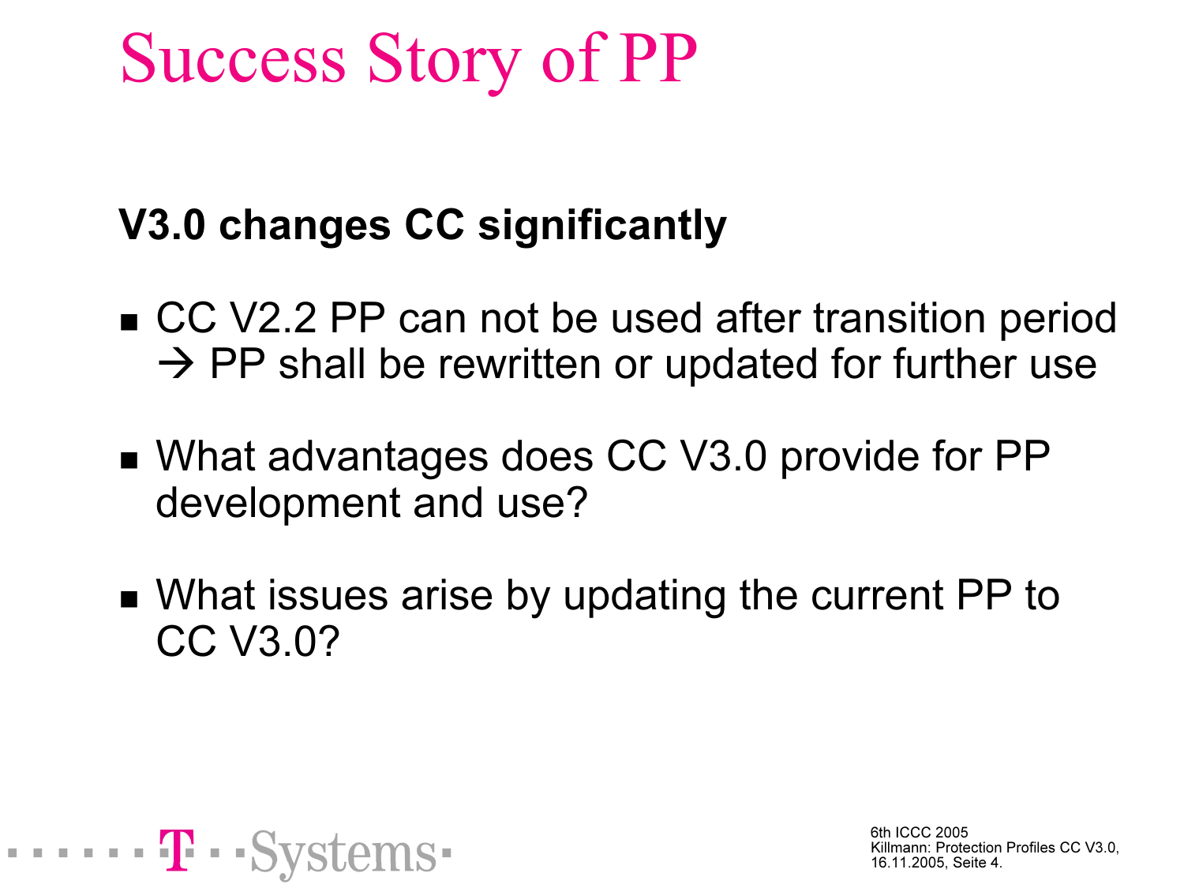# Success Story of PP

**V3.0 changes CC significantly**

- CC V2.2 PP can not be used after transition period
  → PP shall be rewritten or updated for further use

- What advantages does CC V3.0 provide for PP development and use?

- What issues arise by updating the current PP to CC V3.0?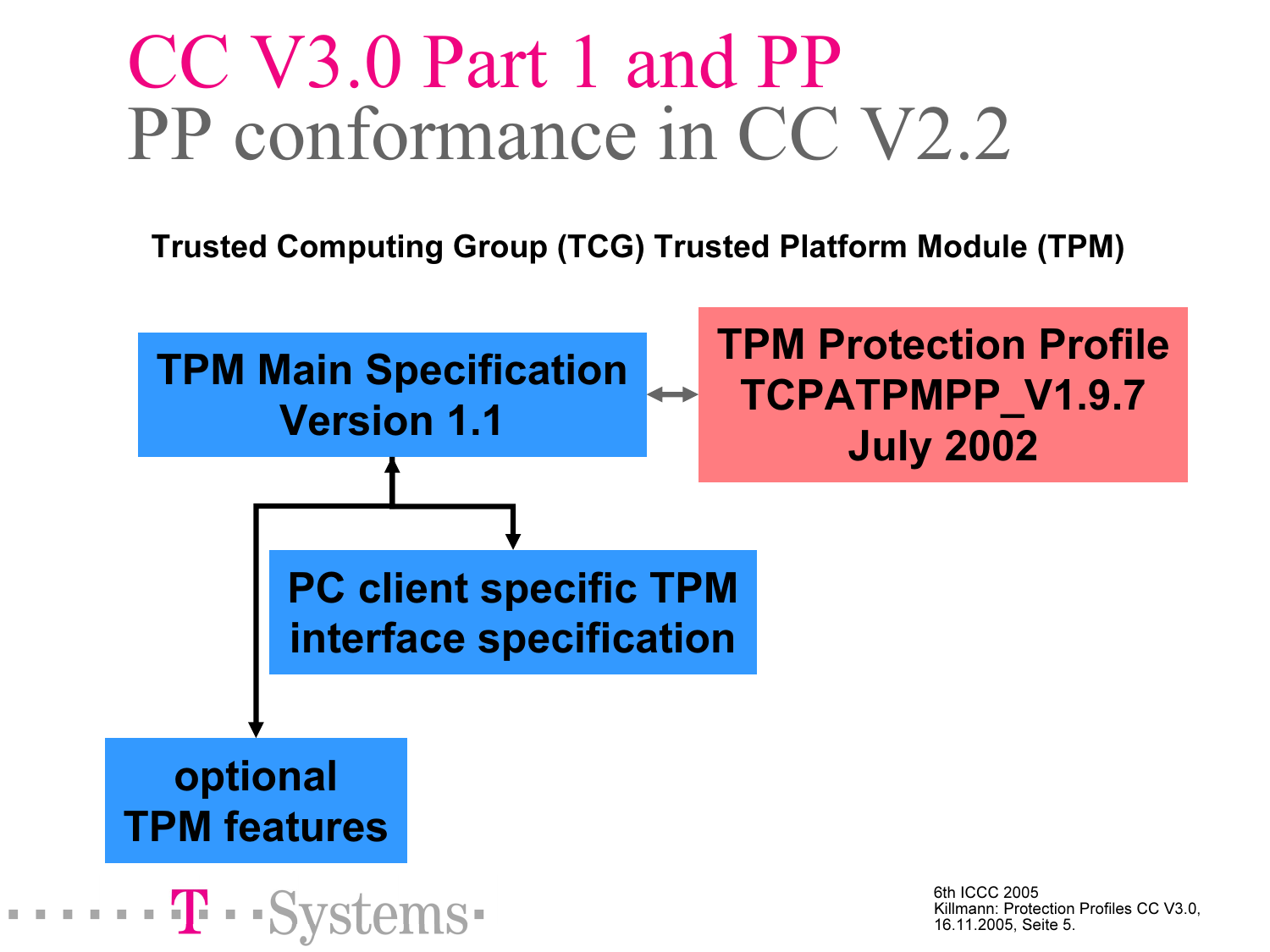# CC V3.0 Part 1 and PP

## PP conformance in CC V2.2

**Trusted Computing Group (TCG) Trusted Platform Module (TPM)**

**TPM Main Specification Version 1.1**

**TPM Protection Profile TCPATPMPP_V1.9.7 July 2002**

**PC client specific TPM interface specification**

**optional TPM features**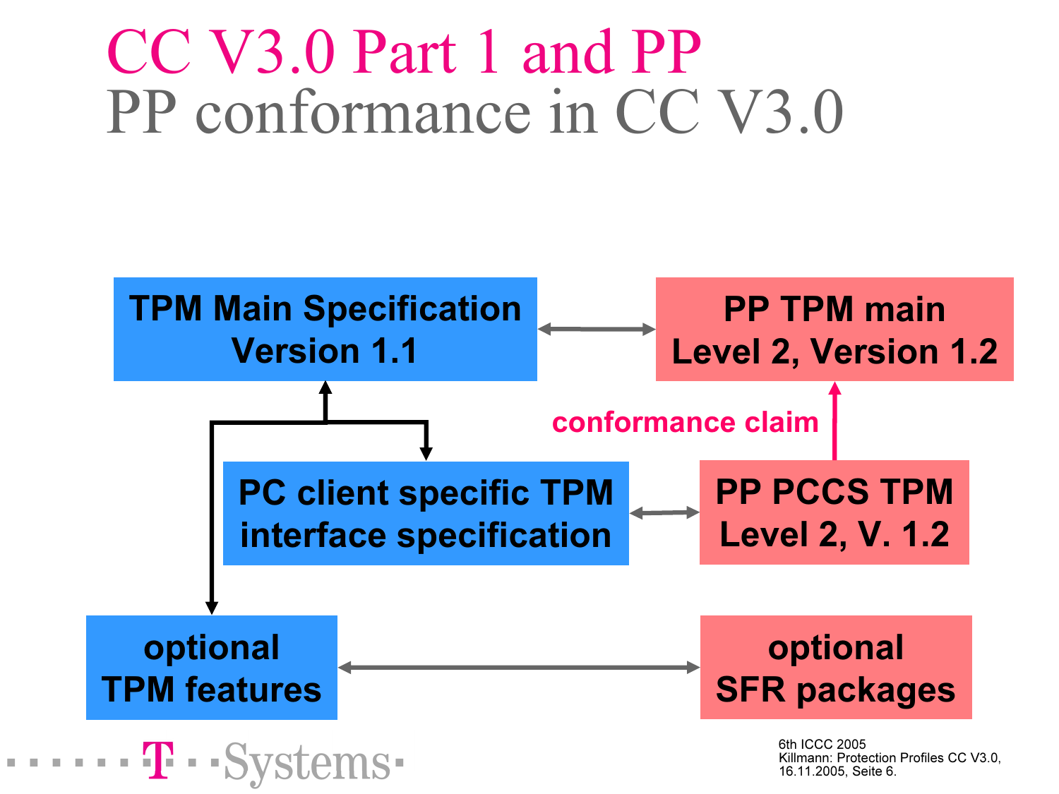# CC V3.0 Part 1 and PP

## PP conformance in CC V3.0

TPM Main Specification Version 1.1

PP TPM main Level 2, Version 1.2

conformance claim

PC client specific TPM interface specification

PP PCCS TPM Level 2, V. 1.2

optional TPM features

optional SFR packages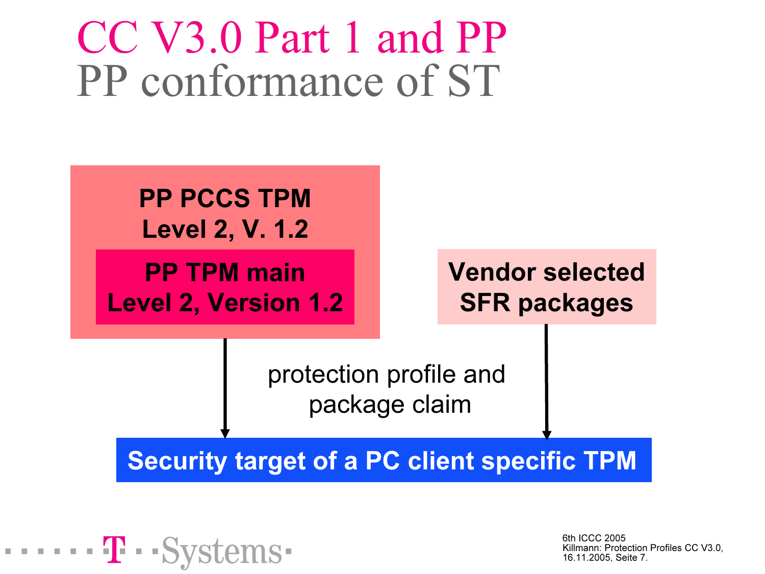# CC V3.0 Part 1 and PP

## PP conformance of ST

**PP PCCS TPM**
**Level 2, V. 1.2**

**PP TPM main**
**Level 2, Version 1.2**

**Vendor selected**
**SFR packages**

protection profile and package claim

**Security target of a PC client specific TPM**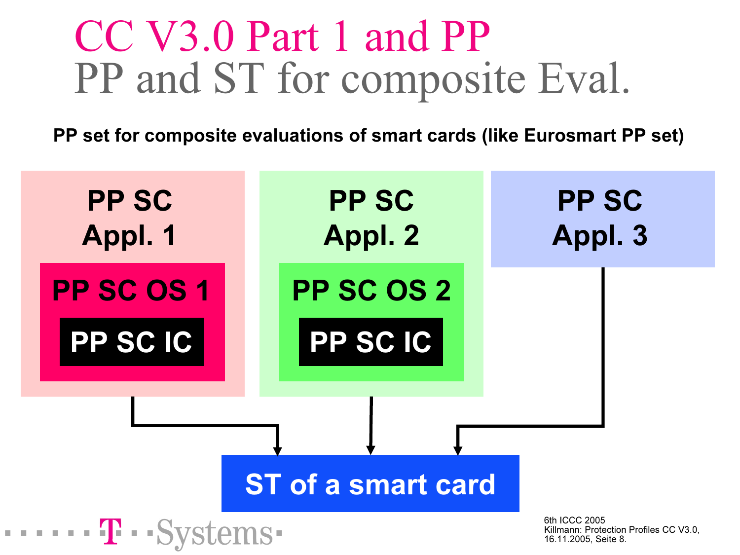# CC V3.0 Part 1 and PP

## PP and ST for composite Eval.

**PP set for composite evaluations of smart cards (like Eurosmart PP set)**

- **PP SC Appl. 1**
  - **PP SC OS 1**
    - **PP SC IC**
- **PP SC Appl. 2**
  - **PP SC OS 2**
    - **PP SC IC**
- **PP SC Appl. 3**

→ **ST of a smart card**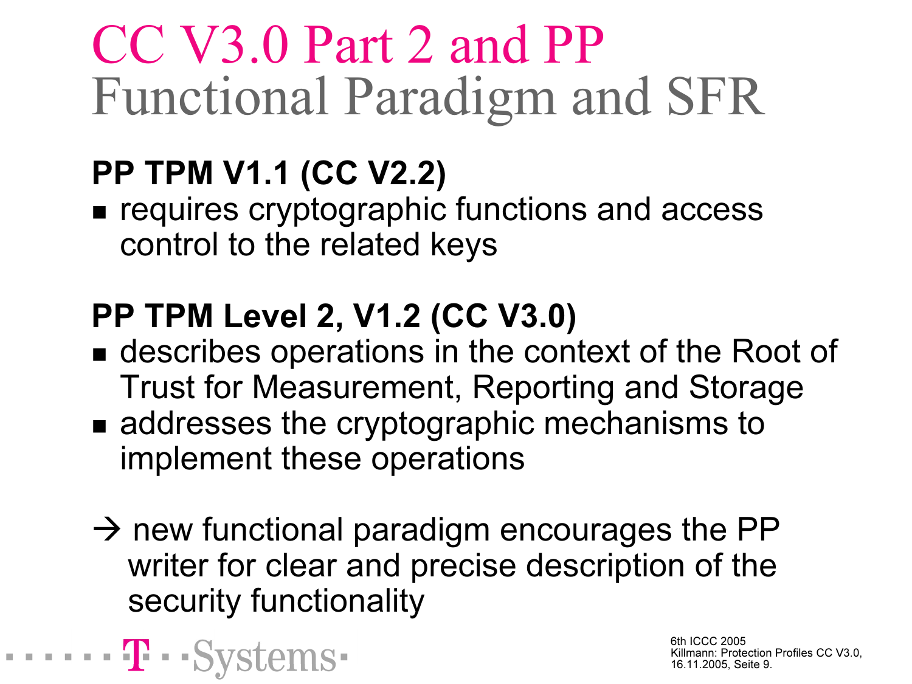# CC V3.0 Part 2 and PP
## Functional Paradigm and SFR

**PP TPM V1.1 (CC V2.2)**

- requires cryptographic functions and access control to the related keys

**PP TPM Level 2, V1.2 (CC V3.0)**

- describes operations in the context of the Root of Trust for Measurement, Reporting and Storage
- addresses the cryptographic mechanisms to implement these operations

→ new functional paradigm encourages the PP writer for clear and precise description of the security functionality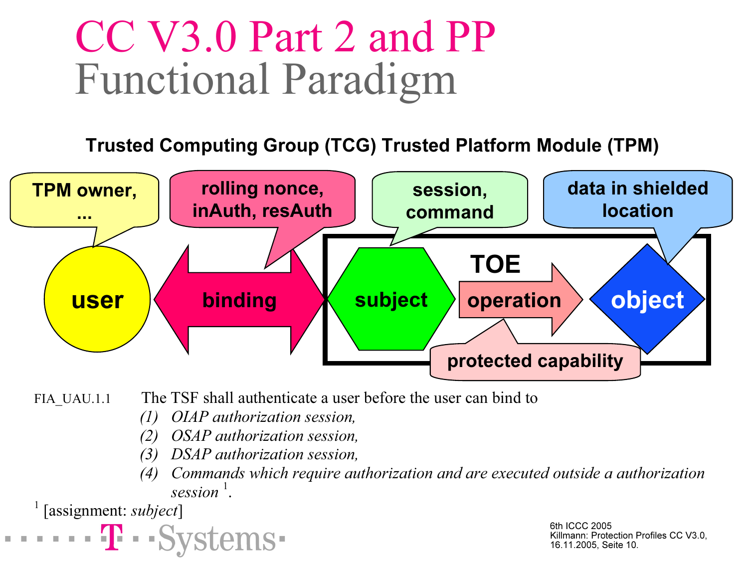# CC V3.0 Part 2 and PP
## Functional Paradigm

**Trusted Computing Group (TCG) Trusted Platform Module (TPM)**

TPM owner, ... — **user**

rolling nonce, inAuth, resAuth — **binding**

session, command — **subject**

**TOE**

**operation** — protected capability

data in shielded location — **object**

FIA_UAU.1.1 The TSF shall authenticate a user before the user can bind to

*(1) OIAP authorization session,*

*(2) OSAP authorization session,*

*(3) DSAP authorization session,*

*(4) Commands which require authorization and are executed outside a authorization session* [1].

[1] [assignment: *subject*]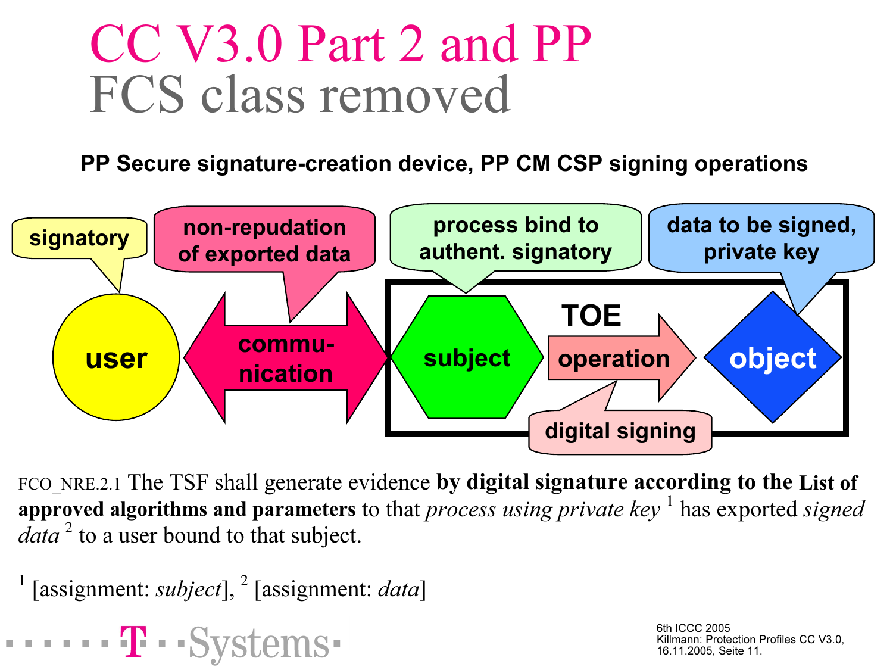# CC V3.0 Part 2 and PP
## FCS class removed

**PP Secure signature-creation device, PP CM CSP signing operations**

signatory

non-repudiation of exported data

process bind to authent. signatory

data to be signed, private key

user

commu-nication

TOE

subject

operation

object

digital signing

FCO_NRE.2.1 The TSF shall generate evidence **by digital signature according to the List of approved algorithms and parameters** to that *process using private key* [1] has exported *signed data* [2] to a user bound to that subject.

[1] [assignment: *subject*], [2] [assignment: *data*]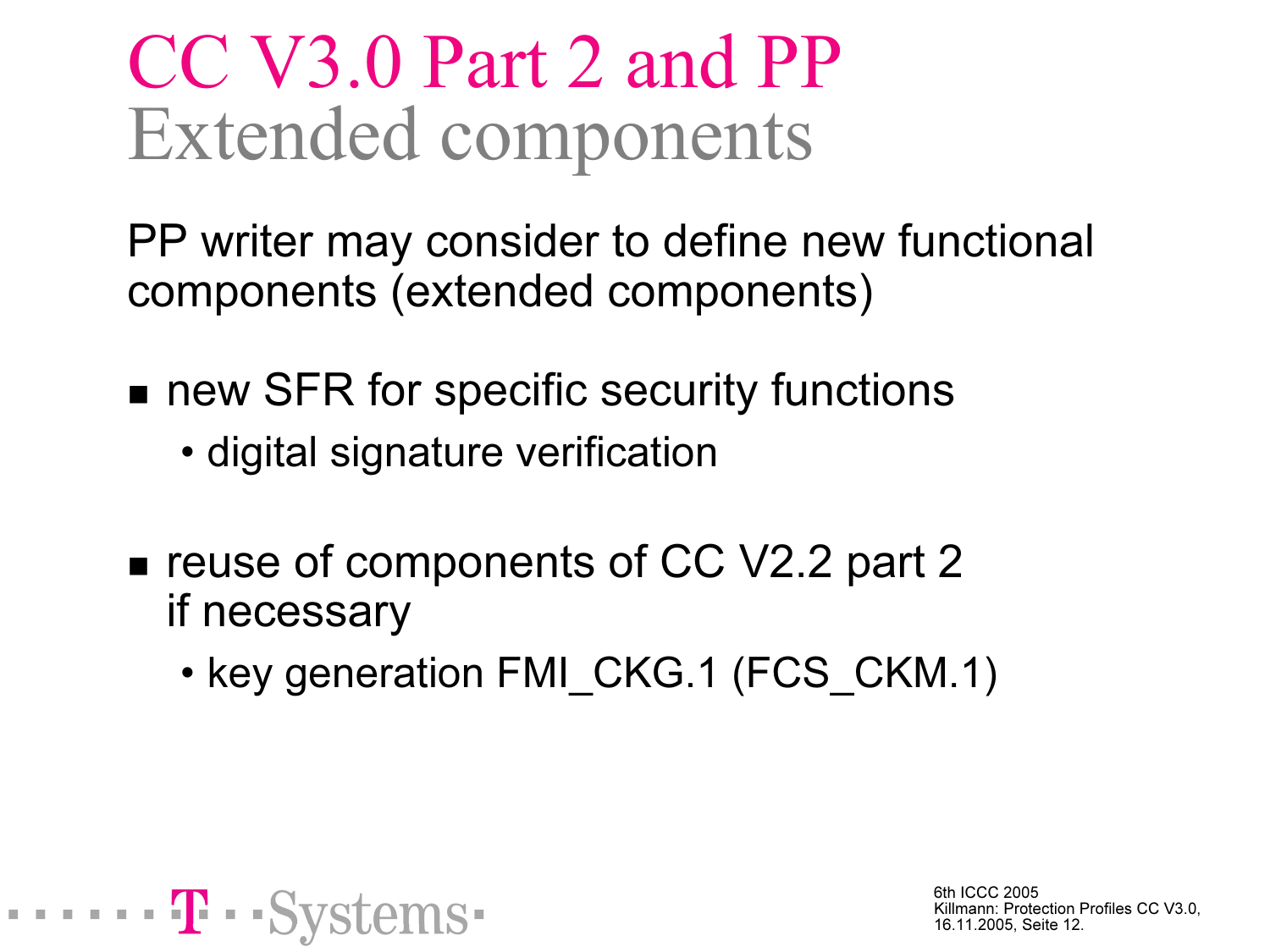# CC V3.0 Part 2 and PP

## Extended components

PP writer may consider to define new functional components (extended components)

- new SFR for specific security functions
  - digital signature verification
- reuse of components of CC V2.2 part 2 if necessary
  - key generation FMI_CKG.1 (FCS_CKM.1)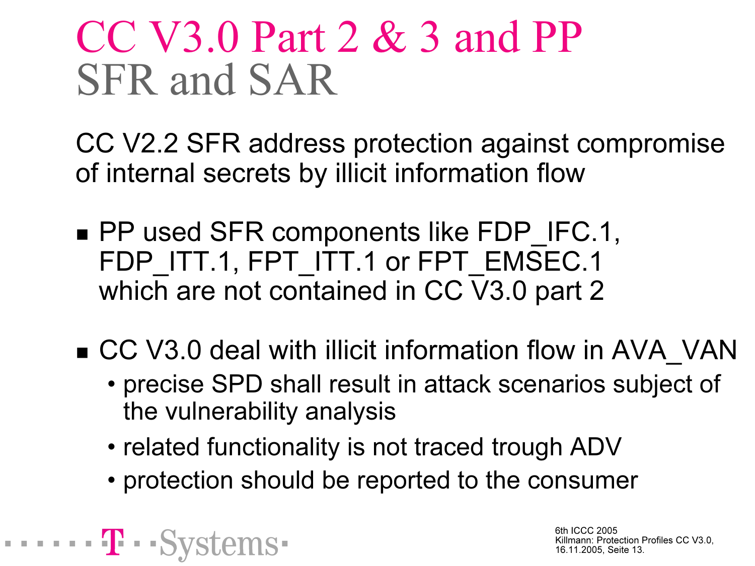# CC V3.0 Part 2 & 3 and PP

## SFR and SAR

CC V2.2 SFR address protection against compromise of internal secrets by illicit information flow

- PP used SFR components like FDP_IFC.1, FDP_ITT.1, FPT_ITT.1 or FPT_EMSEC.1 which are not contained in CC V3.0 part 2
- CC V3.0 deal with illicit information flow in AVA_VAN
  - precise SPD shall result in attack scenarios subject of the vulnerability analysis
  - related functionality is not traced trough ADV
  - protection should be reported to the consumer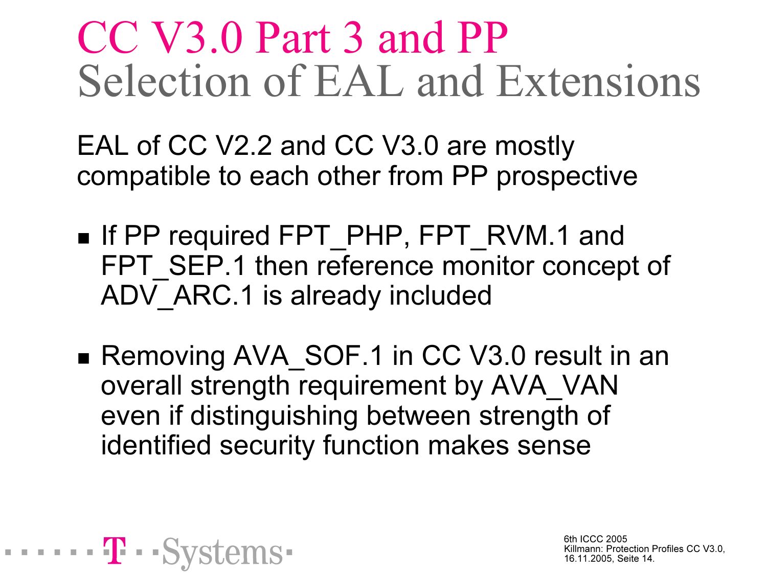# CC V3.0 Part 3 and PP
## Selection of EAL and Extensions

EAL of CC V2.2 and CC V3.0 are mostly compatible to each other from PP prospective

- If PP required FPT_PHP, FPT_RVM.1 and FPT_SEP.1 then reference monitor concept of ADV_ARC.1 is already included

- Removing AVA_SOF.1 in CC V3.0 result in an overall strength requirement by AVA_VAN even if distinguishing between strength of identified security function makes sense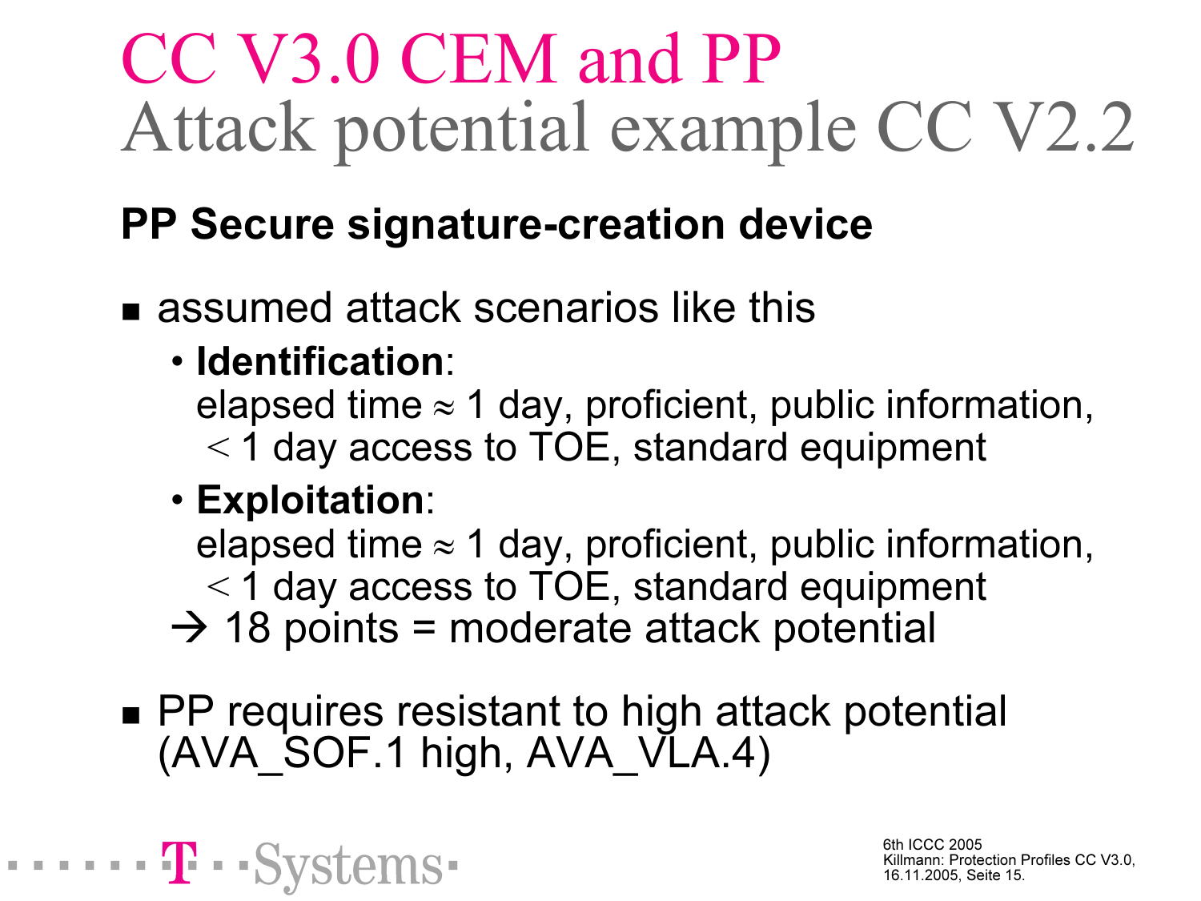# CC V3.0 CEM and PP
## Attack potential example CC V2.2

**PP Secure signature-creation device**

- assumed attack scenarios like this
  - **Identification**:
    elapsed time ≈ 1 day, proficient, public information, < 1 day access to TOE, standard equipment
  - **Exploitation**:
    elapsed time ≈ 1 day, proficient, public information, < 1 day access to TOE, standard equipment

  → 18 points = moderate attack potential

- PP requires resistant to high attack potential (AVA_SOF.1 high, AVA_VLA.4)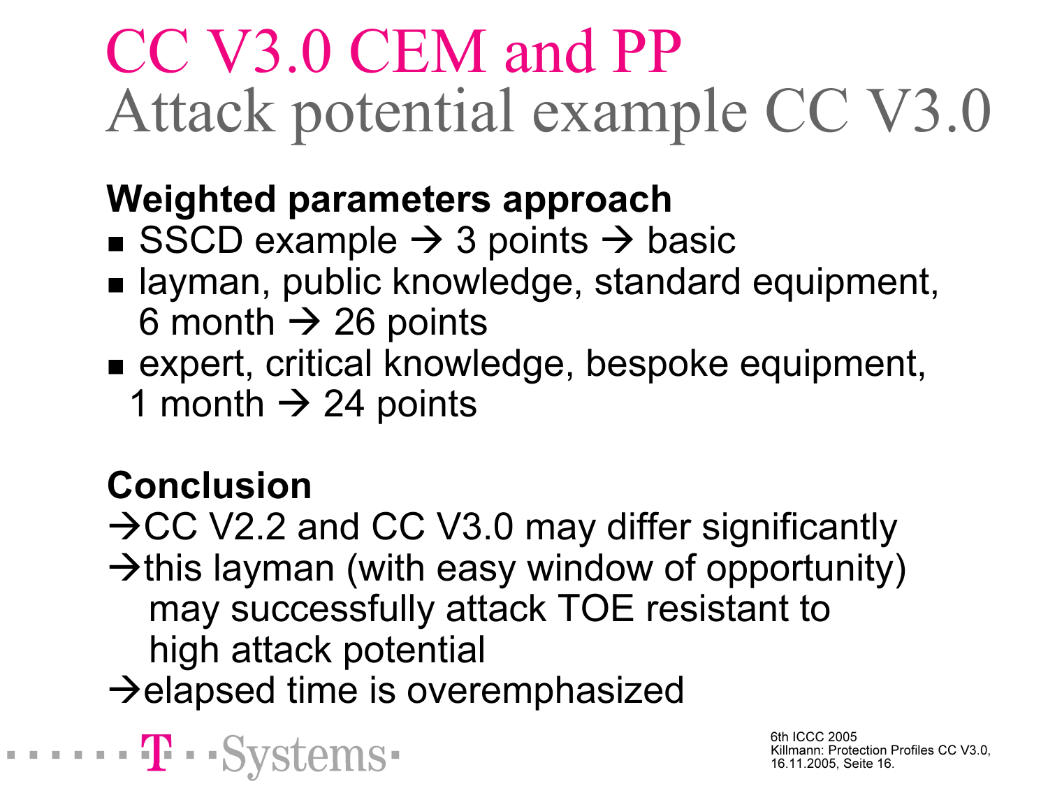# CC V3.0 CEM and PP

## Attack potential example CC V3.0

**Weighted parameters approach**

- SSCD example → 3 points → basic
- layman, public knowledge, standard equipment, 6 month → 26 points
- expert, critical knowledge, bespoke equipment, 1 month → 24 points

**Conclusion**

→CC V2.2 and CC V3.0 may differ significantly

→this layman (with easy window of opportunity) may successfully attack TOE resistant to high attack potential

→elapsed time is overemphasized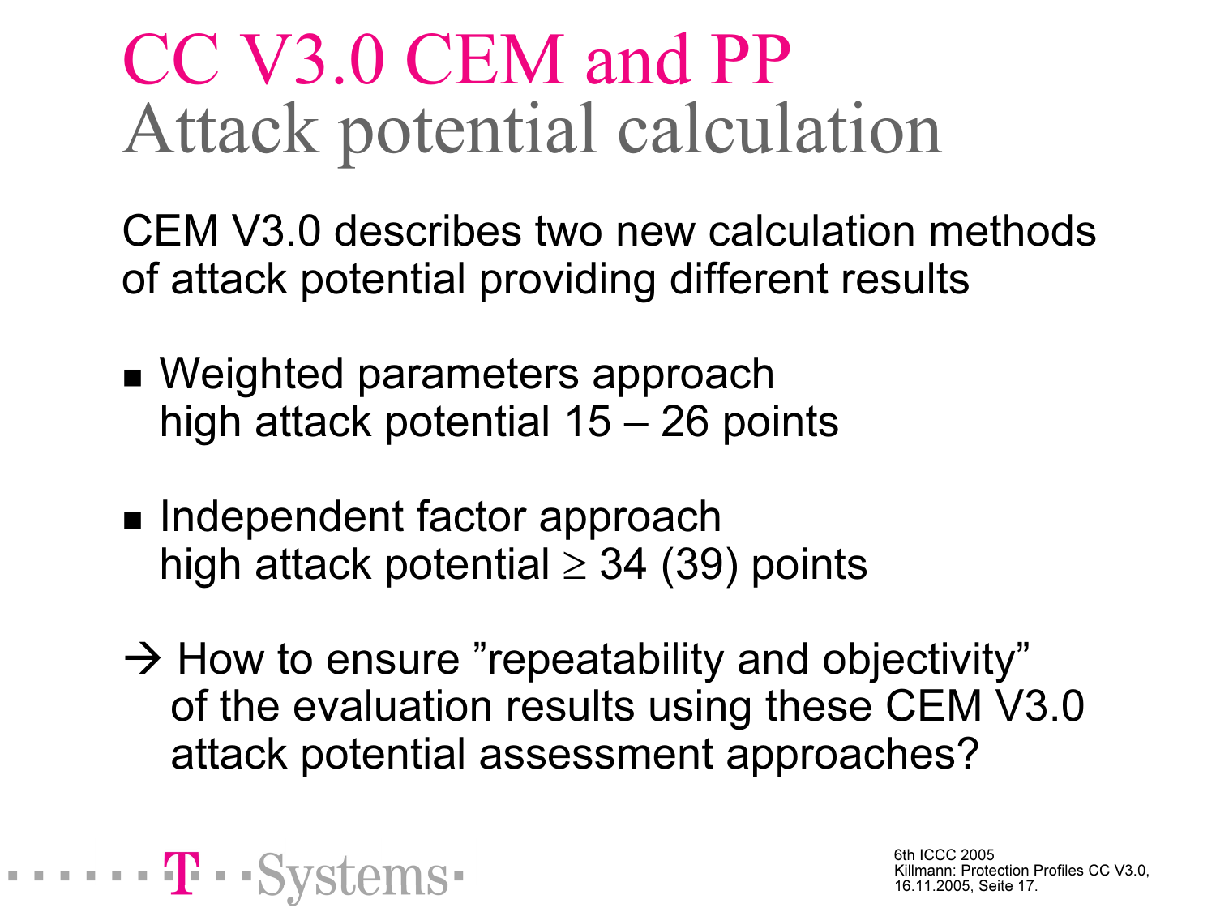# CC V3.0 CEM and PP

## Attack potential calculation

CEM V3.0 describes two new calculation methods of attack potential providing different results

- Weighted parameters approach
  high attack potential 15 – 26 points

- Independent factor approach
  high attack potential ≥ 34 (39) points

→ How to ensure "repeatability and objectivity" of the evaluation results using these CEM V3.0 attack potential assessment approaches?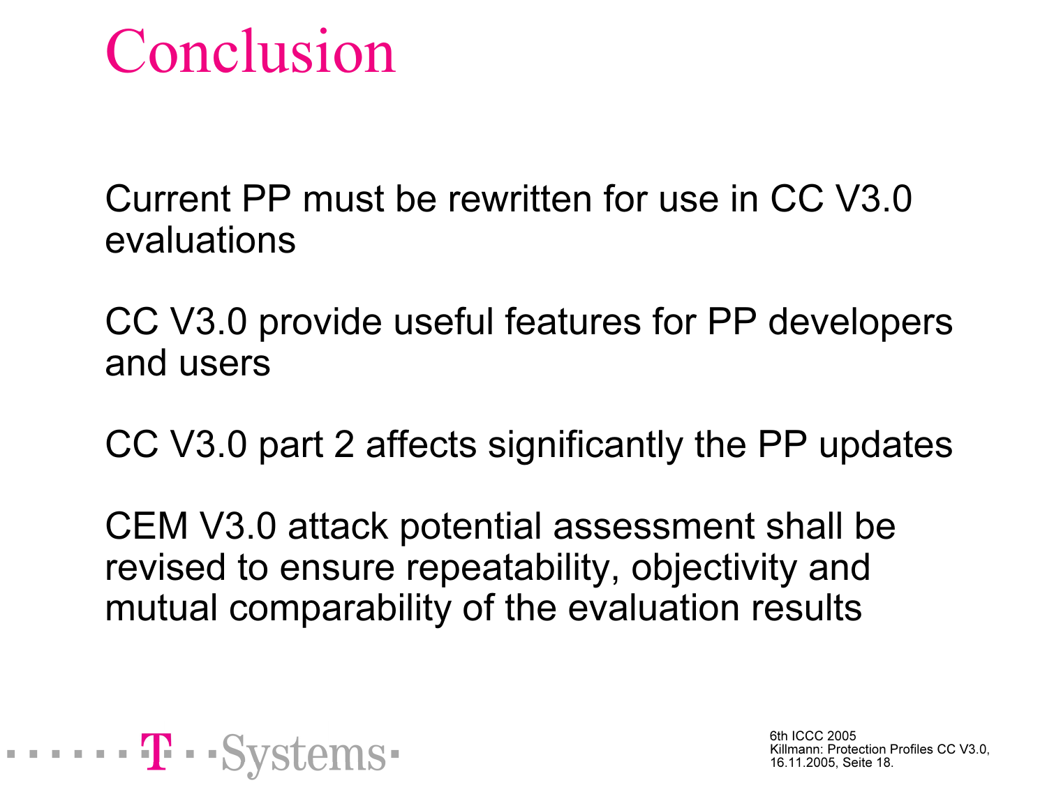# Conclusion

Current PP must be rewritten for use in CC V3.0 evaluations

CC V3.0 provide useful features for PP developers and users

CC V3.0 part 2 affects significantly the PP updates

CEM V3.0 attack potential assessment shall be revised to ensure repeatability, objectivity and mutual comparability of the evaluation results